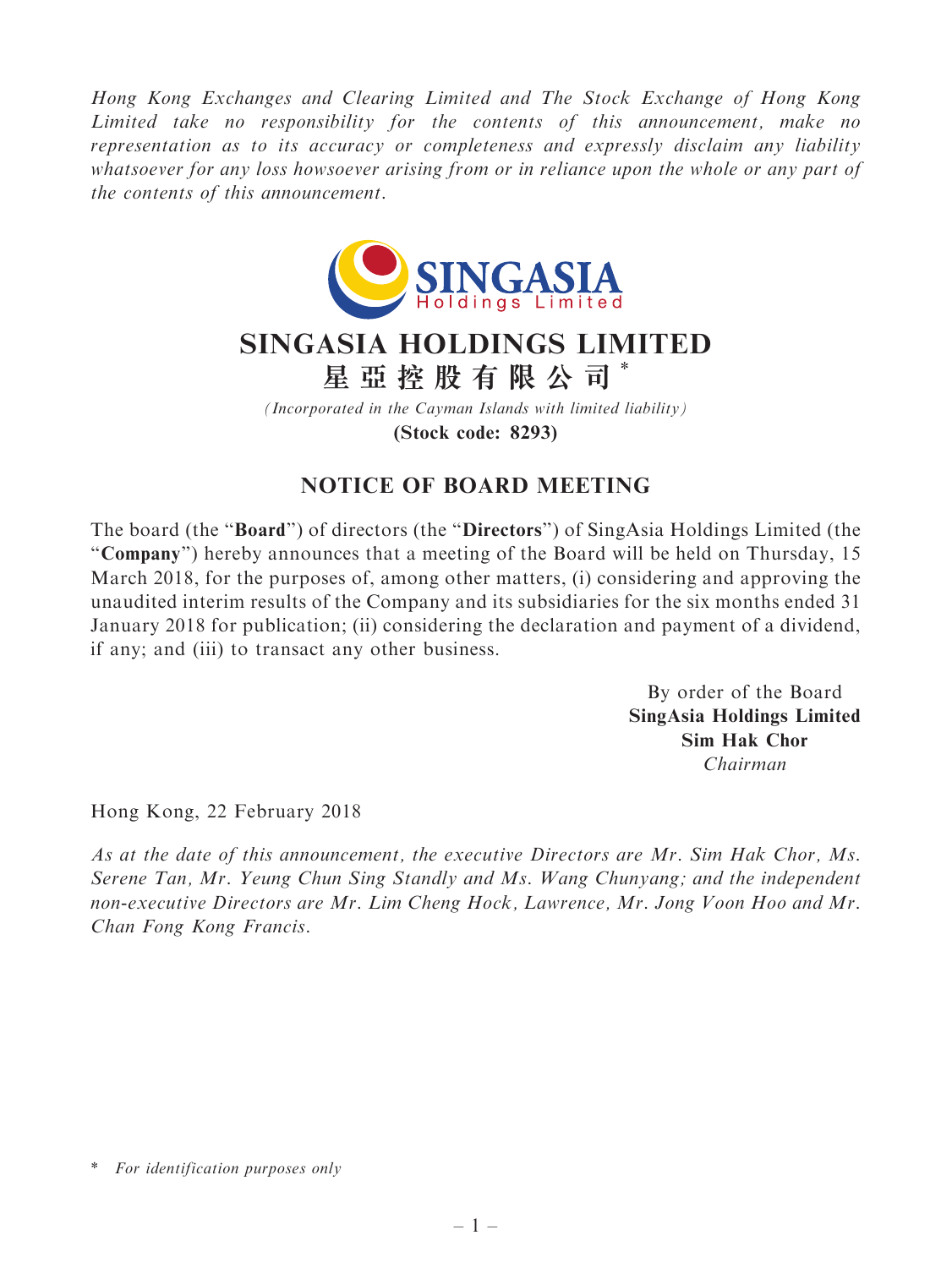*Hong Kong Exchanges and Clearing Limited and The Stock Exchange of Hong Kong Limited take no responsibility for the contents of this announcement, make no representation as to its accuracy or completeness and expressly disclaim any liability whatsoever for any loss howsoever arising from or in reliance upon the whole or any part of the contents of this announcement.*

# SINGASIA HOLDINGS LIMITED
# 星亞控股有限公司*

*(Incorporated in the Cayman Islands with limited liability)*

**(Stock code: 8293)**

## NOTICE OF BOARD MEETING

The board (the "**Board**") of directors (the "**Directors**") of SingAsia Holdings Limited (the "**Company**") hereby announces that a meeting of the Board will be held on Thursday, 15 March 2018, for the purposes of, among other matters, (i) considering and approving the unaudited interim results of the Company and its subsidiaries for the six months ended 31 January 2018 for publication; (ii) considering the declaration and payment of a dividend, if any; and (iii) to transact any other business.

By order of the Board
**SingAsia Holdings Limited**
**Sim Hak Chor**
*Chairman*

Hong Kong, 22 February 2018

*As at the date of this announcement, the executive Directors are Mr. Sim Hak Chor, Ms. Serene Tan, Mr. Yeung Chun Sing Standly and Ms. Wang Chunyang; and the independent non-executive Directors are Mr. Lim Cheng Hock, Lawrence, Mr. Jong Voon Hoo and Mr. Chan Fong Kong Francis.*

\* *For identification purposes only*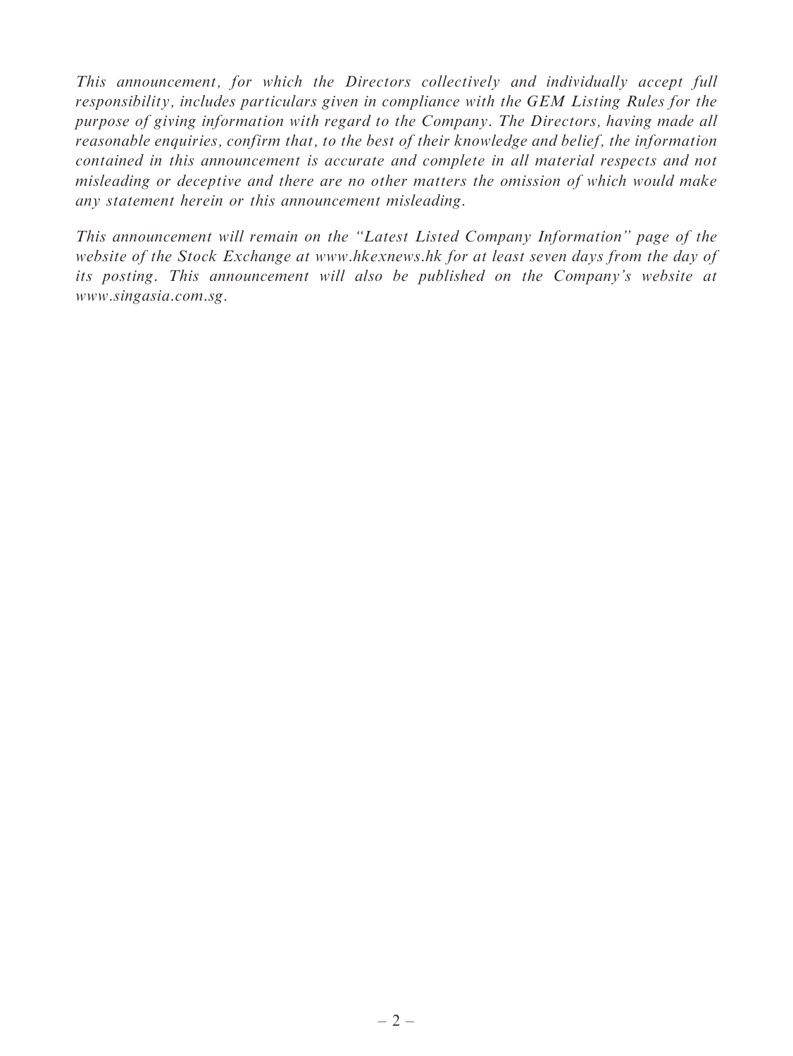*This announcement, for which the Directors collectively and individually accept full responsibility, includes particulars given in compliance with the GEM Listing Rules for the purpose of giving information with regard to the Company. The Directors, having made all reasonable enquiries, confirm that, to the best of their knowledge and belief, the information contained in this announcement is accurate and complete in all material respects and not misleading or deceptive and there are no other matters the omission of which would make any statement herein or this announcement misleading.*

*This announcement will remain on the "Latest Listed Company Information" page of the website of the Stock Exchange at www.hkexnews.hk for at least seven days from the day of its posting. This announcement will also be published on the Company's website at www.singasia.com.sg.*